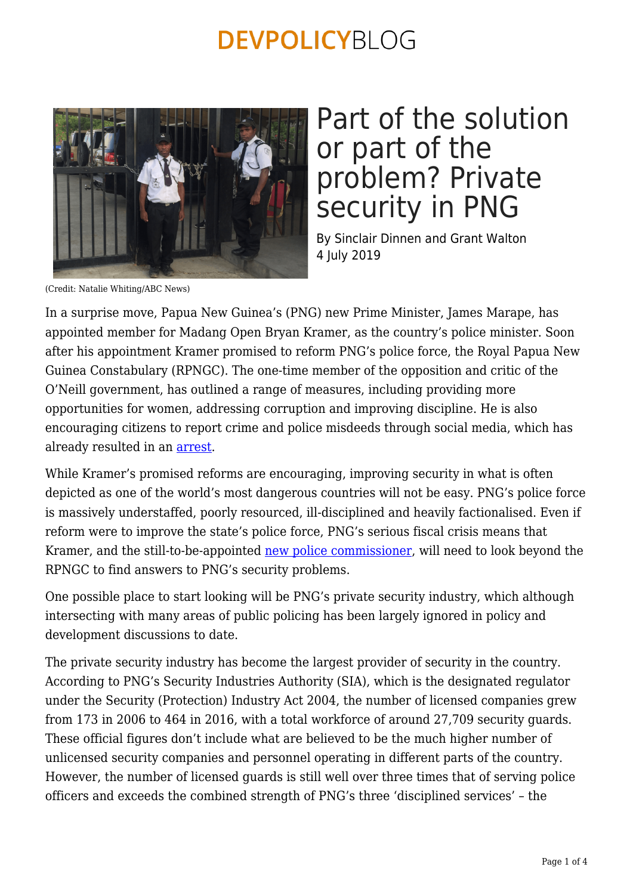# Part of the solution or part of the problem? Private security in PNG

By Sinclair Dinnen and Grant Walton
4 July 2019

(Credit: Natalie Whiting/ABC News)

In a surprise move, Papua New Guinea's (PNG) new Prime Minister, James Marape, has appointed member for Madang Open Bryan Kramer, as the country's police minister. Soon after his appointment Kramer promised to reform PNG's police force, the Royal Papua New Guinea Constabulary (RPNGC). The one-time member of the opposition and critic of the O'Neill government, has outlined a range of measures, including providing more opportunities for women, addressing corruption and improving discipline. He is also encouraging citizens to report crime and police misdeeds through social media, which has already resulted in an arrest.

While Kramer's promised reforms are encouraging, improving security in what is often depicted as one of the world's most dangerous countries will not be easy. PNG's police force is massively understaffed, poorly resourced, ill-disciplined and heavily factionalised. Even if reform were to improve the state's police force, PNG's serious fiscal crisis means that Kramer, and the still-to-be-appointed new police commissioner, will need to look beyond the RPNGC to find answers to PNG's security problems.

One possible place to start looking will be PNG's private security industry, which although intersecting with many areas of public policing has been largely ignored in policy and development discussions to date.

The private security industry has become the largest provider of security in the country. According to PNG's Security Industries Authority (SIA), which is the designated regulator under the Security (Protection) Industry Act 2004, the number of licensed companies grew from 173 in 2006 to 464 in 2016, with a total workforce of around 27,709 security guards. These official figures don't include what are believed to be the much higher number of unlicensed security companies and personnel operating in different parts of the country. However, the number of licensed guards is still well over three times that of serving police officers and exceeds the combined strength of PNG's three 'disciplined services' – the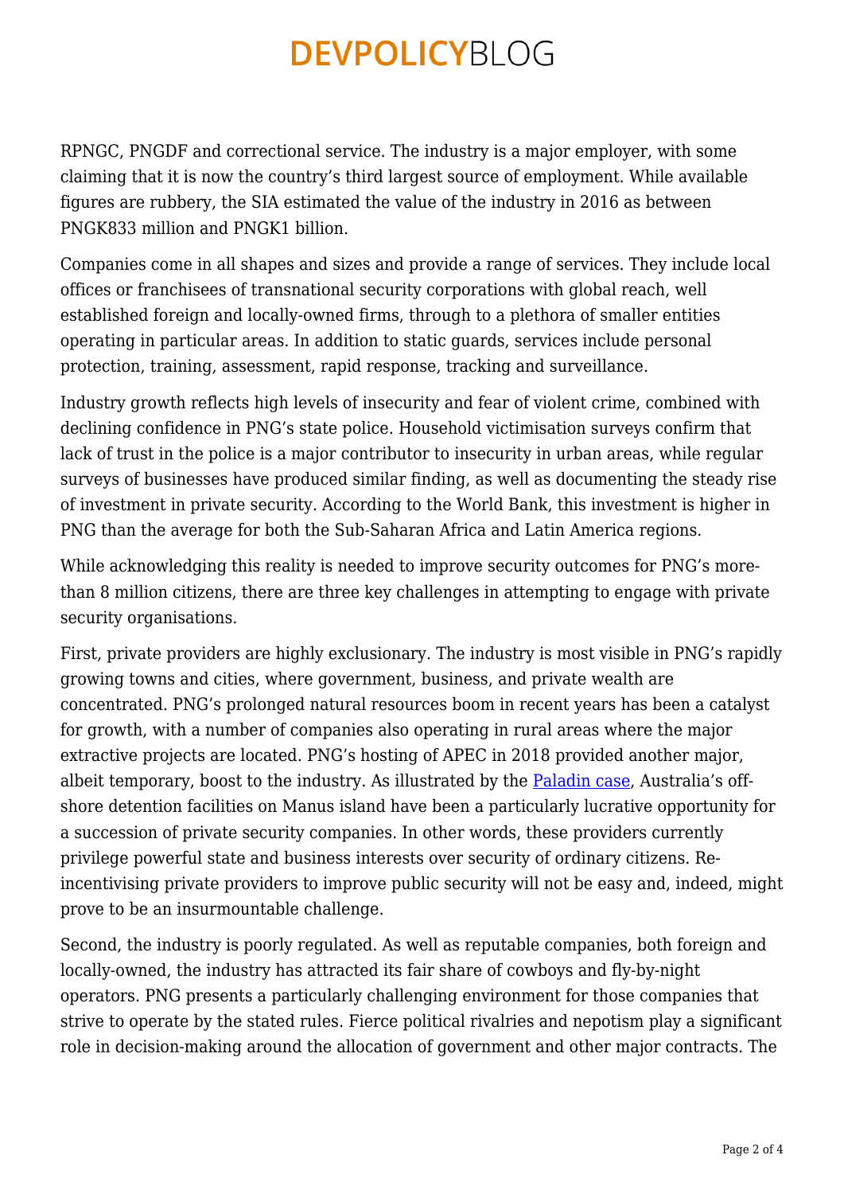RPNGC, PNGDF and correctional service. The industry is a major employer, with some claiming that it is now the country's third largest source of employment. While available figures are rubbery, the SIA estimated the value of the industry in 2016 as between PNGK833 million and PNGK1 billion.

Companies come in all shapes and sizes and provide a range of services. They include local offices or franchisees of transnational security corporations with global reach, well established foreign and locally-owned firms, through to a plethora of smaller entities operating in particular areas. In addition to static guards, services include personal protection, training, assessment, rapid response, tracking and surveillance.

Industry growth reflects high levels of insecurity and fear of violent crime, combined with declining confidence in PNG's state police. Household victimisation surveys confirm that lack of trust in the police is a major contributor to insecurity in urban areas, while regular surveys of businesses have produced similar finding, as well as documenting the steady rise of investment in private security. According to the World Bank, this investment is higher in PNG than the average for both the Sub-Saharan Africa and Latin America regions.

While acknowledging this reality is needed to improve security outcomes for PNG's more-than 8 million citizens, there are three key challenges in attempting to engage with private security organisations.

First, private providers are highly exclusionary. The industry is most visible in PNG's rapidly growing towns and cities, where government, business, and private wealth are concentrated. PNG's prolonged natural resources boom in recent years has been a catalyst for growth, with a number of companies also operating in rural areas where the major extractive projects are located. PNG's hosting of APEC in 2018 provided another major, albeit temporary, boost to the industry. As illustrated by the Paladin case, Australia's off-shore detention facilities on Manus island have been a particularly lucrative opportunity for a succession of private security companies. In other words, these providers currently privilege powerful state and business interests over security of ordinary citizens. Re-incentivising private providers to improve public security will not be easy and, indeed, might prove to be an insurmountable challenge.

Second, the industry is poorly regulated. As well as reputable companies, both foreign and locally-owned, the industry has attracted its fair share of cowboys and fly-by-night operators. PNG presents a particularly challenging environment for those companies that strive to operate by the stated rules. Fierce political rivalries and nepotism play a significant role in decision-making around the allocation of government and other major contracts. The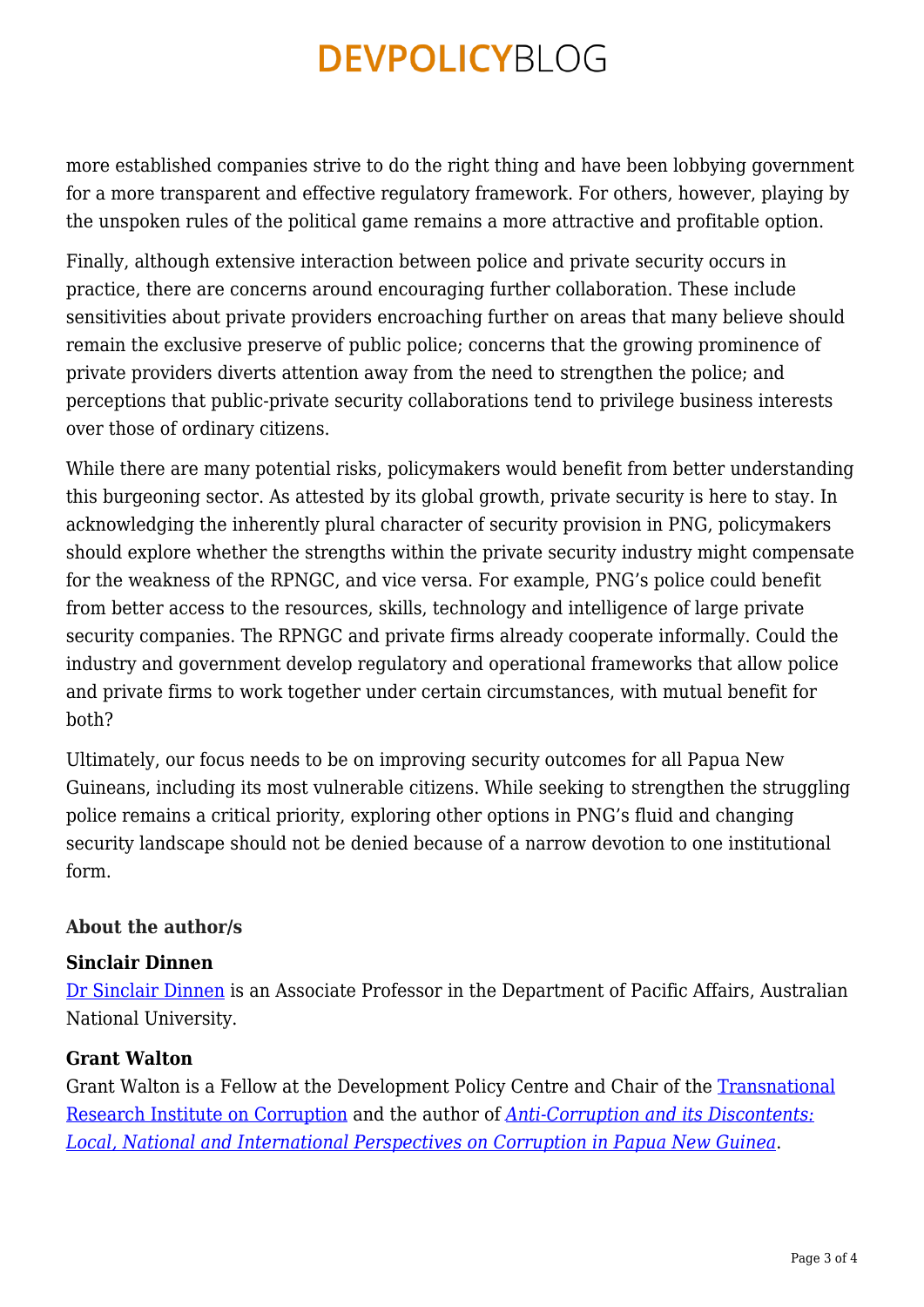more established companies strive to do the right thing and have been lobbying government for a more transparent and effective regulatory framework. For others, however, playing by the unspoken rules of the political game remains a more attractive and profitable option.

Finally, although extensive interaction between police and private security occurs in practice, there are concerns around encouraging further collaboration. These include sensitivities about private providers encroaching further on areas that many believe should remain the exclusive preserve of public police; concerns that the growing prominence of private providers diverts attention away from the need to strengthen the police; and perceptions that public-private security collaborations tend to privilege business interests over those of ordinary citizens.

While there are many potential risks, policymakers would benefit from better understanding this burgeoning sector. As attested by its global growth, private security is here to stay. In acknowledging the inherently plural character of security provision in PNG, policymakers should explore whether the strengths within the private security industry might compensate for the weakness of the RPNGC, and vice versa. For example, PNG's police could benefit from better access to the resources, skills, technology and intelligence of large private security companies. The RPNGC and private firms already cooperate informally. Could the industry and government develop regulatory and operational frameworks that allow police and private firms to work together under certain circumstances, with mutual benefit for both?

Ultimately, our focus needs to be on improving security outcomes for all Papua New Guineans, including its most vulnerable citizens. While seeking to strengthen the struggling police remains a critical priority, exploring other options in PNG's fluid and changing security landscape should not be denied because of a narrow devotion to one institutional form.

**About the author/s**

**Sinclair Dinnen**
[Dr Sinclair Dinnen](#) is an Associate Professor in the Department of Pacific Affairs, Australian National University.

**Grant Walton**
Grant Walton is a Fellow at the Development Policy Centre and Chair of the [Transnational Research Institute on Corruption](#) and the author of [*Anti-Corruption and its Discontents: Local, National and International Perspectives on Corruption in Papua New Guinea*](#).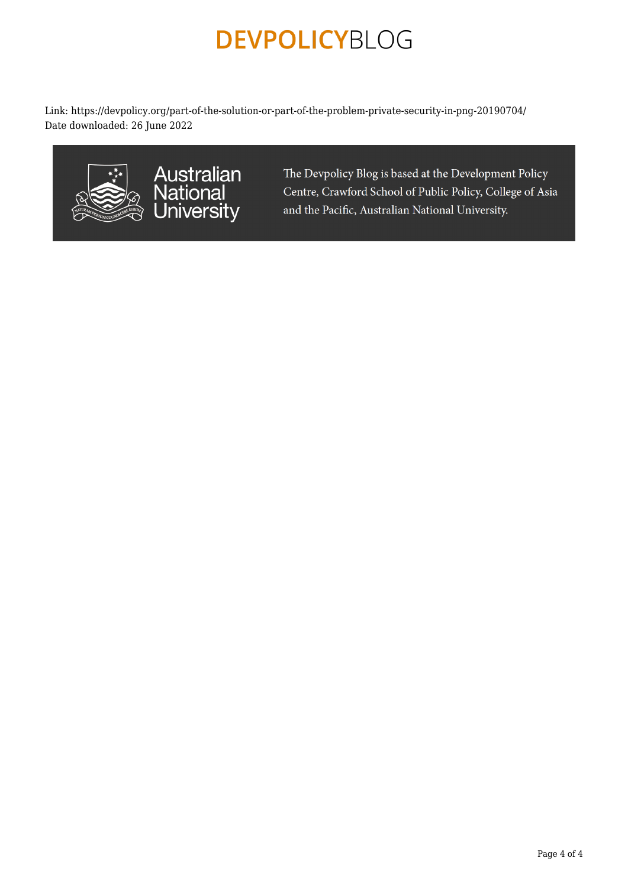Link: https://devpolicy.org/part-of-the-solution-or-part-of-the-problem-private-security-in-png-20190704/
Date downloaded: 26 June 2022

Australian National University

The Devpolicy Blog is based at the Development Policy Centre, Crawford School of Public Policy, College of Asia and the Pacific, Australian National University.